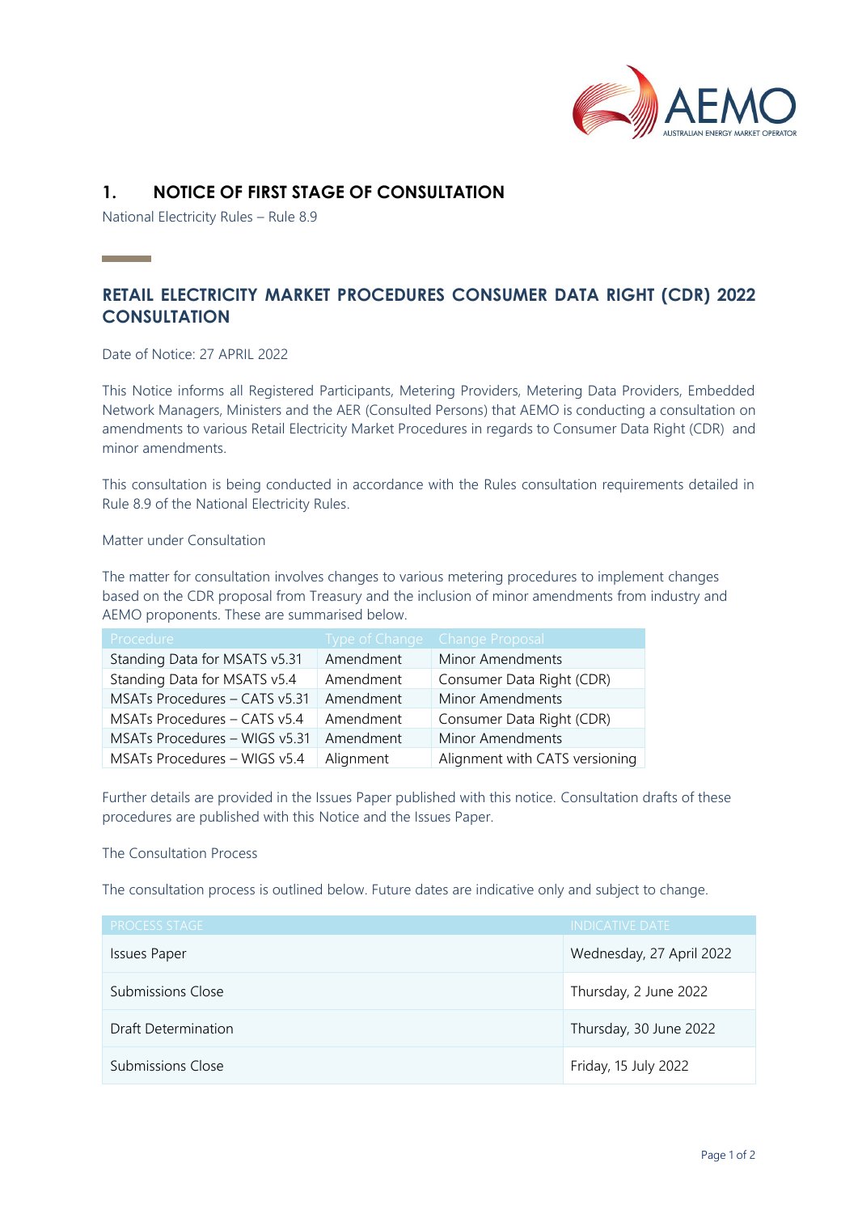# 1. NOTICE OF FIRST STAGE OF CONSULTATION

National Electricity Rules – Rule 8.9

## RETAIL ELECTRICITY MARKET PROCEDURES CONSUMER DATA RIGHT (CDR) 2022 CONSULTATION

Date of Notice: 27 APRIL 2022

This Notice informs all Registered Participants, Metering Providers, Metering Data Providers, Embedded Network Managers, Ministers and the AER (Consulted Persons) that AEMO is conducting a consultation on amendments to various Retail Electricity Market Procedures in regards to Consumer Data Right (CDR) and minor amendments.

This consultation is being conducted in accordance with the Rules consultation requirements detailed in Rule 8.9 of the National Electricity Rules.

Matter under Consultation

The matter for consultation involves changes to various metering procedures to implement changes based on the CDR proposal from Treasury and the inclusion of minor amendments from industry and AEMO proponents. These are summarised below.

| Procedure | Type of Change | Change Proposal |
|---|---|---|
| Standing Data for MSATS v5.31 | Amendment | Minor Amendments |
| Standing Data for MSATS v5.4 | Amendment | Consumer Data Right (CDR) |
| MSATs Procedures – CATS v5.31 | Amendment | Minor Amendments |
| MSATs Procedures – CATS v5.4 | Amendment | Consumer Data Right (CDR) |
| MSATs Procedures – WIGS v5.31 | Amendment | Minor Amendments |
| MSATs Procedures – WIGS v5.4 | Alignment | Alignment with CATS versioning |

Further details are provided in the Issues Paper published with this notice. Consultation drafts of these procedures are published with this Notice and the Issues Paper.

The Consultation Process

The consultation process is outlined below. Future dates are indicative only and subject to change.

| PROCESS STAGE | INDICATIVE DATE |
|---|---|
| Issues Paper | Wednesday, 27 April 2022 |
| Submissions Close | Thursday, 2 June 2022 |
| Draft Determination | Thursday, 30 June 2022 |
| Submissions Close | Friday, 15 July 2022 |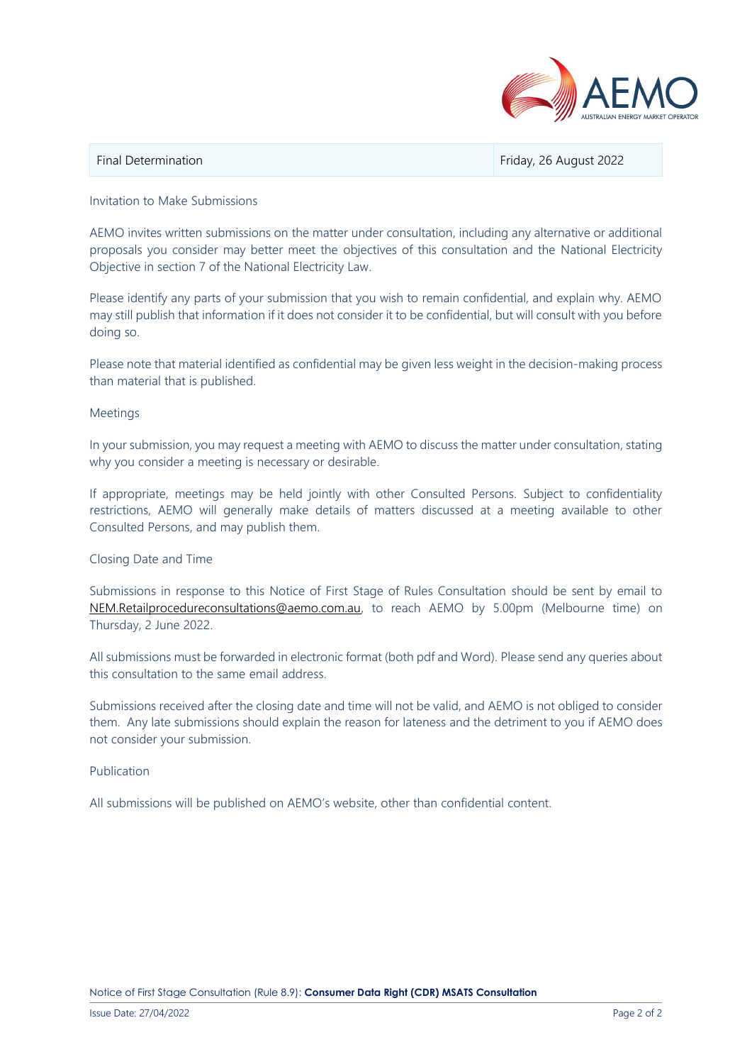| Final Determination | Friday, 26 August 2022 |
| --- | --- |

Invitation to Make Submissions

AEMO invites written submissions on the matter under consultation, including any alternative or additional proposals you consider may better meet the objectives of this consultation and the National Electricity Objective in section 7 of the National Electricity Law.

Please identify any parts of your submission that you wish to remain confidential, and explain why. AEMO may still publish that information if it does not consider it to be confidential, but will consult with you before doing so.

Please note that material identified as confidential may be given less weight in the decision-making process than material that is published.

Meetings

In your submission, you may request a meeting with AEMO to discuss the matter under consultation, stating why you consider a meeting is necessary or desirable.

If appropriate, meetings may be held jointly with other Consulted Persons. Subject to confidentiality restrictions, AEMO will generally make details of matters discussed at a meeting available to other Consulted Persons, and may publish them.

Closing Date and Time

Submissions in response to this Notice of First Stage of Rules Consultation should be sent by email to NEM.Retailprocedureconsultations@aemo.com.au, to reach AEMO by 5.00pm (Melbourne time) on Thursday, 2 June 2022.

All submissions must be forwarded in electronic format (both pdf and Word). Please send any queries about this consultation to the same email address.

Submissions received after the closing date and time will not be valid, and AEMO is not obliged to consider them. Any late submissions should explain the reason for lateness and the detriment to you if AEMO does not consider your submission.

Publication

All submissions will be published on AEMO's website, other than confidential content.